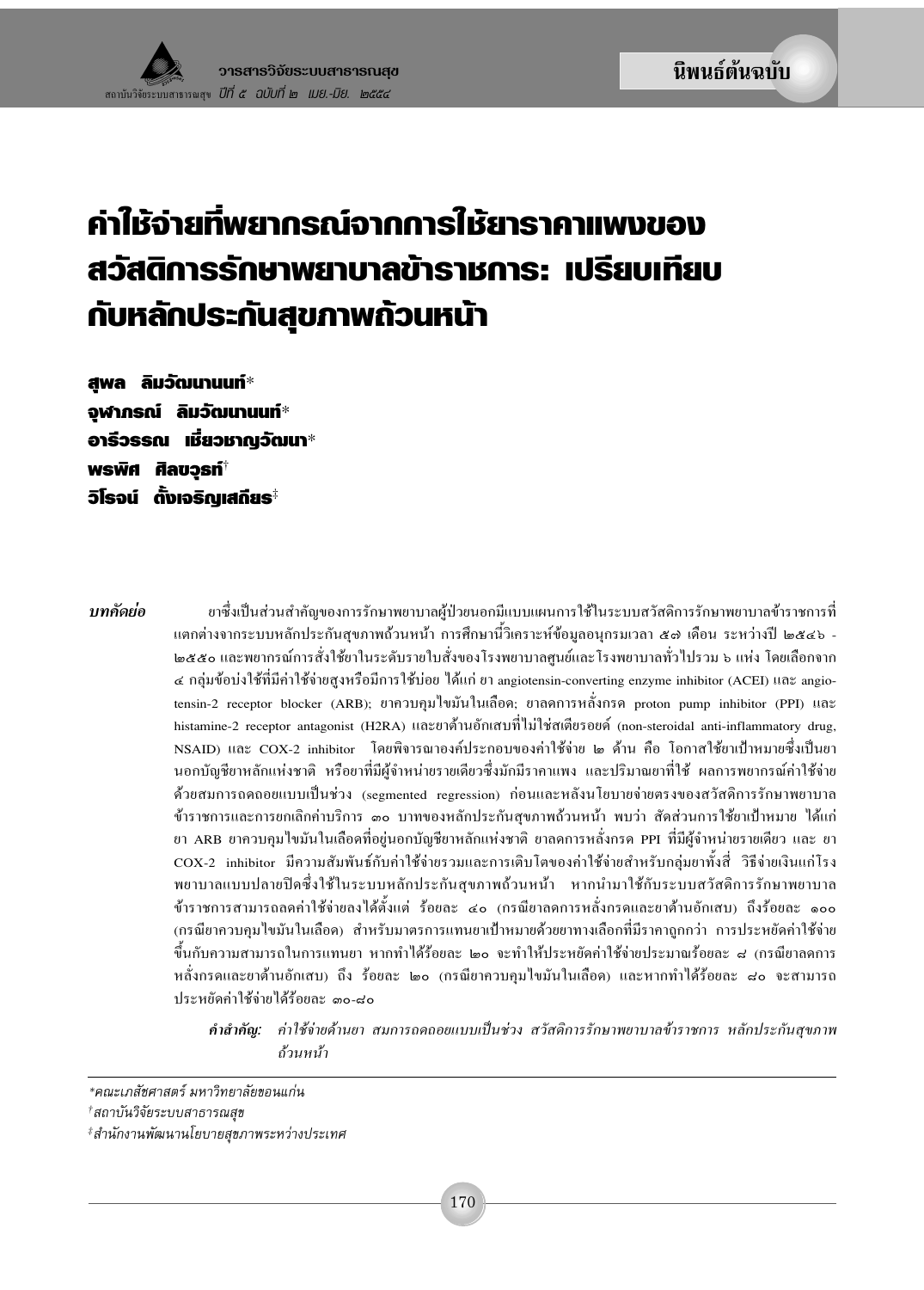นิพนธ์ต้นฉบับ

# ค่าใช้จ่ายที่พยากรณ์จากการใช้ยาราคาแพงของสวัสดิการรักษาพยาบาลข้าราชการ: เปรียบเทียบกับหลักประกันสุขภาพถ้วนหน้า

**สุพล ลิมวัฒนานนท์***
**จุฬาภรณ์ ลิมวัฒนานนท์***
**อารีวรรณ เชี่ยวชาญวัฒนา***
**พรพิศ ศิลขวุธท์**[†]
**วิโรจน์ ตั้งเจริญเสถียร**[‡]

***บทคัดย่อ*** ยาซึ่งเป็นส่วนสำคัญของการรักษาพยาบาลผู้ป่วยนอกมีแบบแผนการใช้ในระบบสวัสดิการรักษาพยาบาลข้าราชการที่แตกต่างจากระบบหลักประกันสุขภาพถ้วนหน้า การศึกษานี้วิเคราะห์ข้อมูลอนุกรมเวลา ๕๗ เดือน ระหว่างปี ๒๕๔๖ - ๒๕๕๐ และพยากรณ์การสั่งใช้ยาในระดับรายใบสั่งของโรงพยาบาลศูนย์และโรงพยาบาลทั่วไปรวม ๖ แห่ง โดยเลือกจาก ๔ กลุ่มข้อบ่งใช้ที่มีค่าใช้จ่ายสูงหรือมีการใช้บ่อย ได้แก่ ยา angiotensin-converting enzyme inhibitor (ACEI) และ angiotensin-2 receptor blocker (ARB); ยาควบคุมไขมันในเลือด; ยาลดการหลั่งกรด proton pump inhibitor (PPI) และ histamine-2 receptor antagonist (H2RA) และยาต้านอักเสบที่ไม่ใช่สเตียรอยด์ (non-steroidal anti-inflammatory drug, NSAID) และ COX-2 inhibitor โดยพิจารณาองค์ประกอบของค่าใช้จ่าย ๒ ด้าน คือ โอกาสใช้ยาเป้าหมายซึ่งเป็นยานอกบัญชียาหลักแห่งชาติ หรือยาที่มีผู้จำหน่ายรายเดียวซึ่งมักมีราคาแพง และปริมาณยาที่ใช้ ผลการพยากรณ์ค่าใช้จ่ายด้วยสมการถดถอยแบบเป็นช่วง (segmented regression) ก่อนและหลังนโยบายจ่ายตรงของสวัสดิการรักษาพยาบาลข้าราชการและการยกเลิกค่าบริการ ๓๐ บาทของหลักประกันสุขภาพถ้วนหน้า พบว่า สัดส่วนการใช้ยาเป้าหมาย ได้แก่ ยา ARB ยาควบคุมไขมันในเลือดที่อยู่นอกบัญชียาหลักแห่งชาติ ยาลดการหลั่งกรด PPI ที่มีผู้จำหน่ายรายเดียว และ ยา COX-2 inhibitor มีความสัมพันธ์กับค่าใช้จ่ายรวมและการเติบโตของค่าใช้จ่ายสำหรับกลุ่มยาทั้งสี่ วิธีจ่ายเงินแก่โรงพยาบาลแบบปลายปิดซึ่งใช้ในระบบหลักประกันสุขภาพถ้วนหน้า หากนำมาใช้กับระบบสวัสดิการรักษาพยาบาลข้าราชการสามารถลดค่าใช้จ่ายลงได้ตั้งแต่ ร้อยละ ๔๐ (กรณียาลดการหลั่งกรดและยาต้านอักเสบ) ถึงร้อยละ ๑๐๐ (กรณียาควบคุมไขมันในเลือด) สำหรับมาตรการแทนยาเป้าหมายด้วยยาทางเลือกที่มีราคาถูกกว่า การประหยัดค่าใช้จ่ายขึ้นกับความสามารถในการแทนยา หากทำได้ร้อยละ ๒๐ จะทำให้ประหยัดค่าใช้จ่ายประมาณร้อยละ ๘ (กรณียาลดการหลั่งกรดและยาต้านอักเสบ) ถึง ร้อยละ ๒๐ (กรณียาควบคุมไขมันในเลือด) และหากทำได้ร้อยละ ๘๐ จะสามารถประหยัดค่าใช้จ่ายได้ร้อยละ ๓๐-๘๐

***คำสำคัญ:*** *ค่าใช้จ่ายด้านยา สมการถดถอยแบบเป็นช่วง สวัสดิการรักษาพยาบาลข้าราชการ หลักประกันสุขภาพถ้วนหน้า*

---

*คณะเภสัชศาสตร์ มหาวิทยาลัยขอนแก่น

[†]สถาบันวิจัยระบบสาธารณสุข

[‡]สำนักงานพัฒนานโยบายสุขภาพระหว่างประเทศ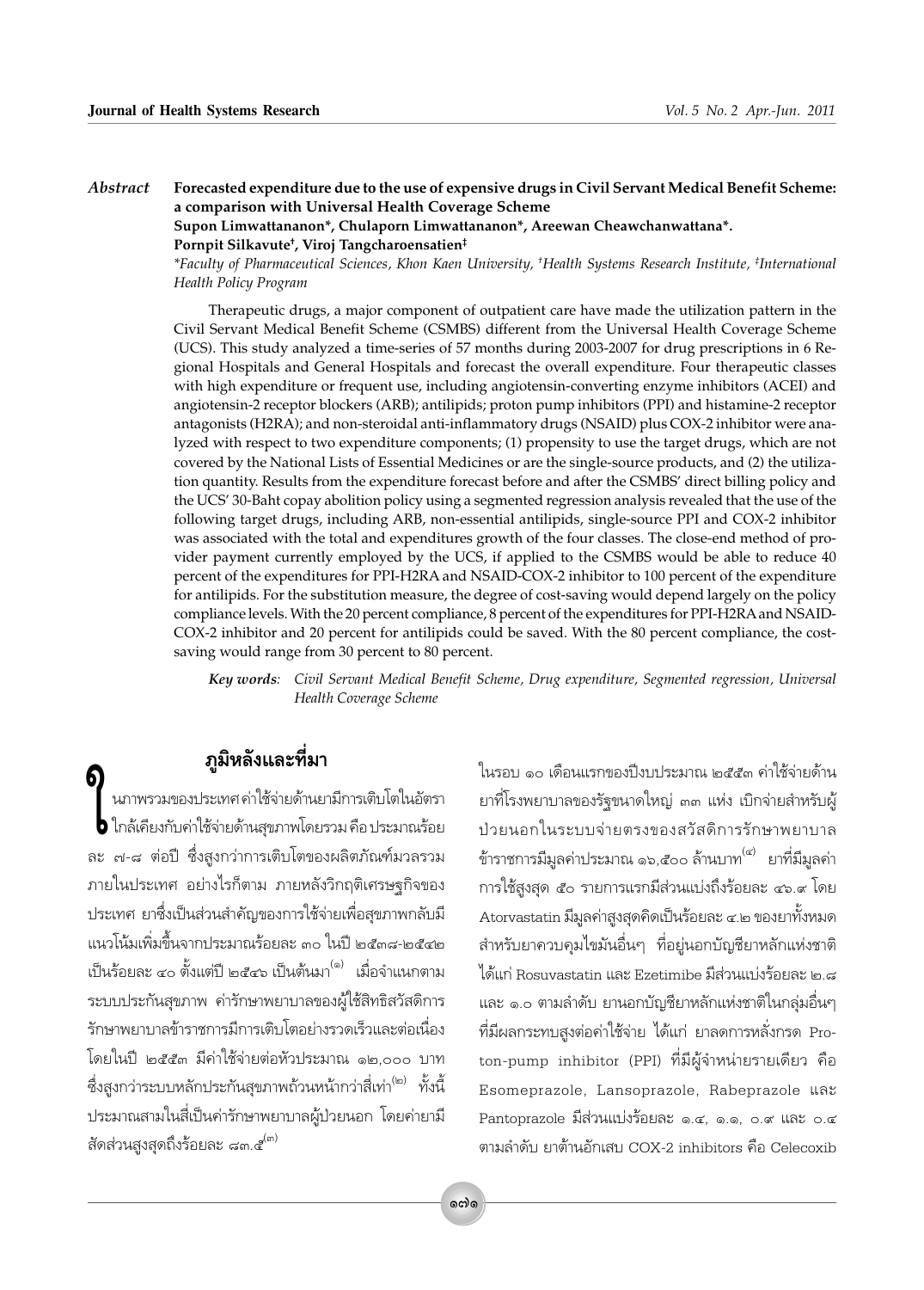*Abstract* **Forecasted expenditure due to the use of expensive drugs in Civil Servant Medical Benefit Scheme: a comparison with Universal Health Coverage Scheme**

**Supon Limwattananon\*, Chulaporn Limwattananon\*, Areewan Cheawchanwattana\*. Pornpit Silkavute†, Viroj Tangcharoensatien‡**

*\*Faculty of Pharmaceutical Sciences, Khon Kaen University, †Health Systems Research Institute, ‡International Health Policy Program*

Therapeutic drugs, a major component of outpatient care have made the utilization pattern in the Civil Servant Medical Benefit Scheme (CSMBS) different from the Universal Health Coverage Scheme (UCS). This study analyzed a time-series of 57 months during 2003-2007 for drug prescriptions in 6 Regional Hospitals and General Hospitals and forecast the overall expenditure. Four therapeutic classes with high expenditure or frequent use, including angiotensin-converting enzyme inhibitors (ACEI) and angiotensin-2 receptor blockers (ARB); antilipids; proton pump inhibitors (PPI) and histamine-2 receptor antagonists (H2RA); and non-steroidal anti-inflammatory drugs (NSAID) plus COX-2 inhibitor were analyzed with respect to two expenditure components; (1) propensity to use the target drugs, which are not covered by the National Lists of Essential Medicines or are the single-source products, and (2) the utilization quantity. Results from the expenditure forecast before and after the CSMBS' direct billing policy and the UCS' 30-Baht copay abolition policy using a segmented regression analysis revealed that the use of the following target drugs, including ARB, non-essential antilipids, single-source PPI and COX-2 inhibitor was associated with the total and expenditures growth of the four classes. The close-end method of provider payment currently employed by the UCS, if applied to the CSMBS would be able to reduce 40 percent of the expenditures for PPI-H2RA and NSAID-COX-2 inhibitor to 100 percent of the expenditure for antilipids. For the substitution measure, the degree of cost-saving would depend largely on the policy compliance levels. With the 20 percent compliance, 8 percent of the expenditures for PPI-H2RA and NSAID-COX-2 inhibitor and 20 percent for antilipids could be saved. With the 80 percent compliance, the cost-saving would range from 30 percent to 80 percent.

***Key words:*** *Civil Servant Medical Benefit Scheme, Drug expenditure, Segmented regression, Universal Health Coverage Scheme*

## ภูมิหลังและที่มา

ในภาพรวมของประเทศค่าใช้จ่ายด้านยามีการเติบโตในอัตราใกล้เคียงกับค่าใช้จ่ายด้านสุขภาพโดยรวม คือประมาณร้อยละ ๗-๘ ต่อปี ซึ่งสูงกว่าการเติบโตของผลิตภัณฑ์มวลรวมภายในประเทศ อย่างไรก็ตาม ภายหลังวิกฤติเศรษฐกิจของประเทศ ยาซึ่งเป็นส่วนสำคัญของการใช้จ่ายเพื่อสุขภาพกลับมีแนวโน้มเพิ่มขึ้นจากประมาณร้อยละ ๓๐ ในปี ๒๕๓๘-๒๕๔๒ เป็นร้อยละ ๔๐ ตั้งแต่ปี ๒๕๔๖ เป็นต้นมา[๑] เมื่อจำแนกตามระบบประกันสุขภาพ ค่ารักษาพยาบาลของผู้ใช้สิทธิสวัสดิการรักษาพยาบาลข้าราชการมีการเติบโตอย่างรวดเร็วและต่อเนื่อง โดยในปี ๒๕๕๓ มีค่าใช้จ่ายต่อหัวประมาณ ๑๒,๐๐๐ บาท ซึ่งสูงกว่าระบบหลักประกันสุขภาพถ้วนหน้ากว่าสี่เท่า[๒] ทั้งนี้ประมาณสามในสี่เป็นค่ารักษาพยาบาลผู้ป่วยนอก โดยค่ายามีสัดส่วนสูงสุดถึงร้อยละ ๘๓.๕[๓]

ในรอบ ๑๐ เดือนแรกของปีงบประมาณ ๒๕๕๓ ค่าใช้จ่ายด้านยาที่โรงพยาบาลของรัฐขนาดใหญ่ ๓๓ แห่ง เบิกจ่ายสำหรับผู้ป่วยนอกในระบบจ่ายตรงของสวัสดิการรักษาพยาบาลข้าราชการมีมูลค่าประมาณ ๑๖,๕๐๐ ล้านบาท[๔] ยาที่มีมูลค่าการใช้สูงสุด ๕๐ รายการแรกมีส่วนแบ่งถึงร้อยละ ๔๖.๙ โดย Atorvastatin มีมูลค่าสูงสุดคิดเป็นร้อยละ ๔.๒ ของยาทั้งหมด สำหรับยาควบคุมไขมันอื่นๆ ที่อยู่นอกบัญชียาหลักแห่งชาติ ได้แก่ Rosuvastatin และ Ezetimibe มีส่วนแบ่งร้อยละ ๒.๘ และ ๑.๐ ตามลำดับ ยานอกบัญชียาหลักแห่งชาติในกลุ่มอื่นๆ ที่มีผลกระทบสูงต่อค่าใช้จ่าย ได้แก่ ยาลดการหลั่งกรด Proton-pump inhibitor (PPI) ที่มีผู้จำหน่ายรายเดียว คือ Esomeprazole, Lansoprazole, Rabeprazole และ Pantoprazole มีส่วนแบ่งร้อยละ ๑.๔, ๑.๑, ๐.๙ และ ๐.๔ ตามลำดับ ยาต้านอักเสบ COX-2 inhibitors คือ Celecoxib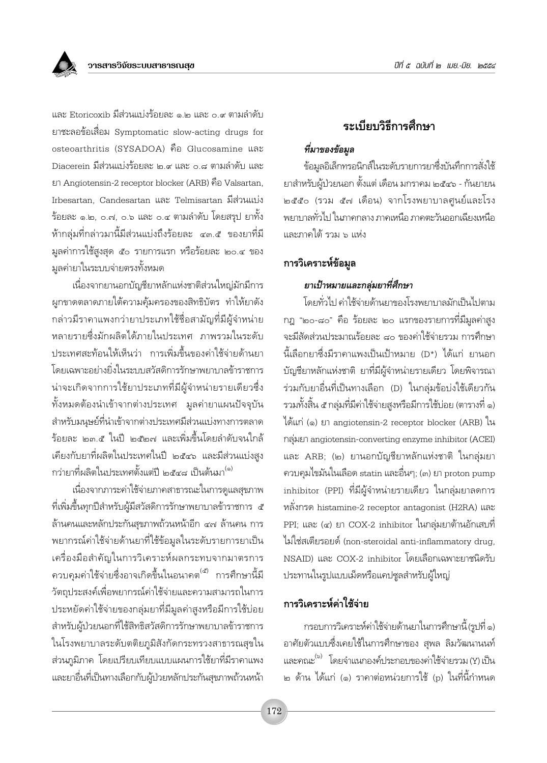และ Etoricoxib มีส่วนแบ่งร้อยละ ๑.๒ และ ๐.๙ ตามลำดับ ยาชะลอข้อเสื่อม Symptomatic slow-acting drugs for osteoarthritis (SYSADOA) คือ Glucosamine และ Diacerein มีส่วนแบ่งร้อยละ ๒.๙ และ ๐.๘ ตามลำดับ และยา Angiotensin-2 receptor blocker (ARB) คือ Valsartan, Irbesartan, Candesartan และ Telmisartan มีส่วนแบ่งร้อยละ ๑.๒, ๐.๗, ๐.๖ และ ๐.๔ ตามลำดับ โดยสรุป ยาทั้งห้ากลุ่มที่กล่าวมานี้มีส่วนแบ่งถึงร้อยละ ๔๓.๕ ของยาที่มีมูลค่าการใช้สูงสุด ๕๐ รายการแรก หรือร้อยละ ๒๐.๔ ของมูลค่ายาในระบบจ่ายตรงทั้งหมด

เนื่องจากยานอกบัญชียาหลักแห่งชาติส่วนใหญ่มักมีการผูกขาดตลาดภายใต้ความคุ้มครองของสิทธิบัตร ทำให้ยาดังกล่าวมีราคาแพงกว่ายาประเภทใช้ชื่อสามัญที่มีผู้จำหน่ายหลายรายซึ่งมักผลิตได้ภายในประเทศ ภาพรวมในระดับประเทศสะท้อนให้เห็นว่า การเพิ่มขึ้นของค่าใช้จ่ายด้านยาโดยเฉพาะอย่างยิ่งในระบบสวัสดิการรักษาพยาบาลข้าราชการน่าจะเกิดจากการใช้ยาประเภทที่มีผู้จำหน่ายรายเดียวซึ่งทั้งหมดต้องนำเข้าจากต่างประเทศ มูลค่ายาแผนปัจจุบันสำหรับมนุษย์ที่นำเข้าจากต่างประเทศมีส่วนแบ่งทางการตลาดร้อยละ ๒๓.๕ ในปี ๒๕๒๗ และเพิ่มขึ้นโดยลำดับจนใกล้เคียงกับยาที่ผลิตในประเทศในปี ๒๕๔๖ และมีส่วนแบ่งสูงกว่ายาที่ผลิตในประเทศตั้งแต่ปี ๒๕๔๘ เป็นต้นมา[๑]

เนื่องจากภาระค่าใช้จ่ายภาคสาธารณะในการดูแลสุขภาพที่เพิ่มขึ้นทุกปีสำหรับผู้มีสวัสดิการรักษาพยาบาลข้าราชการ ๕ ล้านคนและหลักประกันสุขภาพถ้วนหน้าอีก ๔๗ ล้านคน การพยากรณ์ค่าใช้จ่ายด้านยาที่ใช้ข้อมูลในระดับรายการยาเป็นเครื่องมือสำคัญในการวิเคราะห์ผลกระทบจากมาตรการควบคุมค่าใช้จ่ายซึ่งอาจเกิดขึ้นในอนาคต[๕] การศึกษานี้มีวัตถุประสงค์เพื่อพยากรณ์ค่าใช้จ่ายและความสามารถในการประหยัดค่าใช้จ่ายของกลุ่มยาที่มีมูลค่าสูงหรือมีการใช้บ่อยสำหรับผู้ป่วยนอกที่ใช้สิทธิสวัสดิการรักษาพยาบาลข้าราชการในโรงพยาบาลระดับตติยภูมิสังกัดกระทรวงสาธารณสุขในส่วนภูมิภาค โดยเปรียบเทียบแบบแผนการใช้ยาที่มีราคาแพงและยาอื่นที่เป็นทางเลือกกับผู้ป่วยหลักประกันสุขภาพถ้วนหน้า

## ระเบียบวิธีการศึกษา

### *ที่มาของข้อมูล*

ข้อมูลอิเล็กทรอนิกส์ในระดับรายการยาซึ่งบันทึกการสั่งใช้ยาสำหรับผู้ป่วยนอก ตั้งแต่ เดือน มกราคม ๒๕๔๖ - กันยายน ๒๕๕๐ (รวม ๕๗ เดือน) จากโรงพยาบาลศูนย์และโรงพยาบาลทั่วไป ในภาคกลาง ภาคเหนือ ภาคตะวันออกเฉียงเหนือ และภาคใต้ รวม ๖ แห่ง

## การวิเคราะห์ข้อมูล

### *ยาเป้าหมายและกลุ่มยาที่ศึกษา*

โดยทั่วไป ค่าใช้จ่ายด้านยาของโรงพยาบาลมักเป็นไปตามกฎ "๒๐-๘๐" คือ ร้อยละ ๒๐ แรกของรายการที่มีมูลค่าสูงจะมีสัดส่วนประมาณร้อยละ ๘๐ ของค่าใช้จ่ายรวม การศึกษานี้เลือกยาซึ่งมีราคาแพงเป็นเป้าหมาย (D*) ได้แก่ ยานอกบัญชียาหลักแห่งชาติ ยาที่มีผู้จำหน่ายรายเดียว โดยพิจารณาร่วมกับยาอื่นที่เป็นทางเลือก (D) ในกลุ่มข้อบ่งใช้เดียวกัน รวมทั้งสิ้น ๕ กลุ่มที่มีค่าใช้จ่ายสูงหรือมีการใช้บ่อย (ตารางที่ ๑) ได้แก่ (๑) ยา angiotensin-2 receptor blocker (ARB) ในกลุ่มยา angiotensin-converting enzyme inhibitor (ACEI) และ ARB; (๒) ยานอกบัญชียาหลักแห่งชาติ ในกลุ่มยาควบคุมไขมันในเลือด statin และอื่นๆ; (๓) ยา proton pump inhibitor (PPI) ที่มีผู้จำหน่ายรายเดียว ในกลุ่มยาลดการหลั่งกรด histamine-2 receptor antagonist (H2RA) และ PPI; และ (๔) ยา COX-2 inhibitor ในกลุ่มยาต้านอักเสบที่ไม่ใช่สเตียรอยด์ (non-steroidal anti-inflammatory drug, NSAID) และ COX-2 inhibitor โดยเลือกเฉพาะยาชนิดรับประทานในรูปแบบเม็ดหรือแคปซูลสำหรับผู้ใหญ่

## การวิเคราะห์ค่าใช้จ่าย

กรอบการวิเคราะห์ค่าใช้จ่ายด้านยาในการศึกษานี้ (รูปที่ ๑) อาศัยตัวแบบซึ่งเคยใช้ในการศึกษาของ สุพล ลิมวัฒนานนท์ และคณะ[๖] โดยจำแนกองค์ประกอบของค่าใช้จ่ายรวม (Y) เป็น ๒ ด้าน ได้แก่ (๑) ราคาต่อหน่วยการใช้ (p) ในที่นี้กำหนด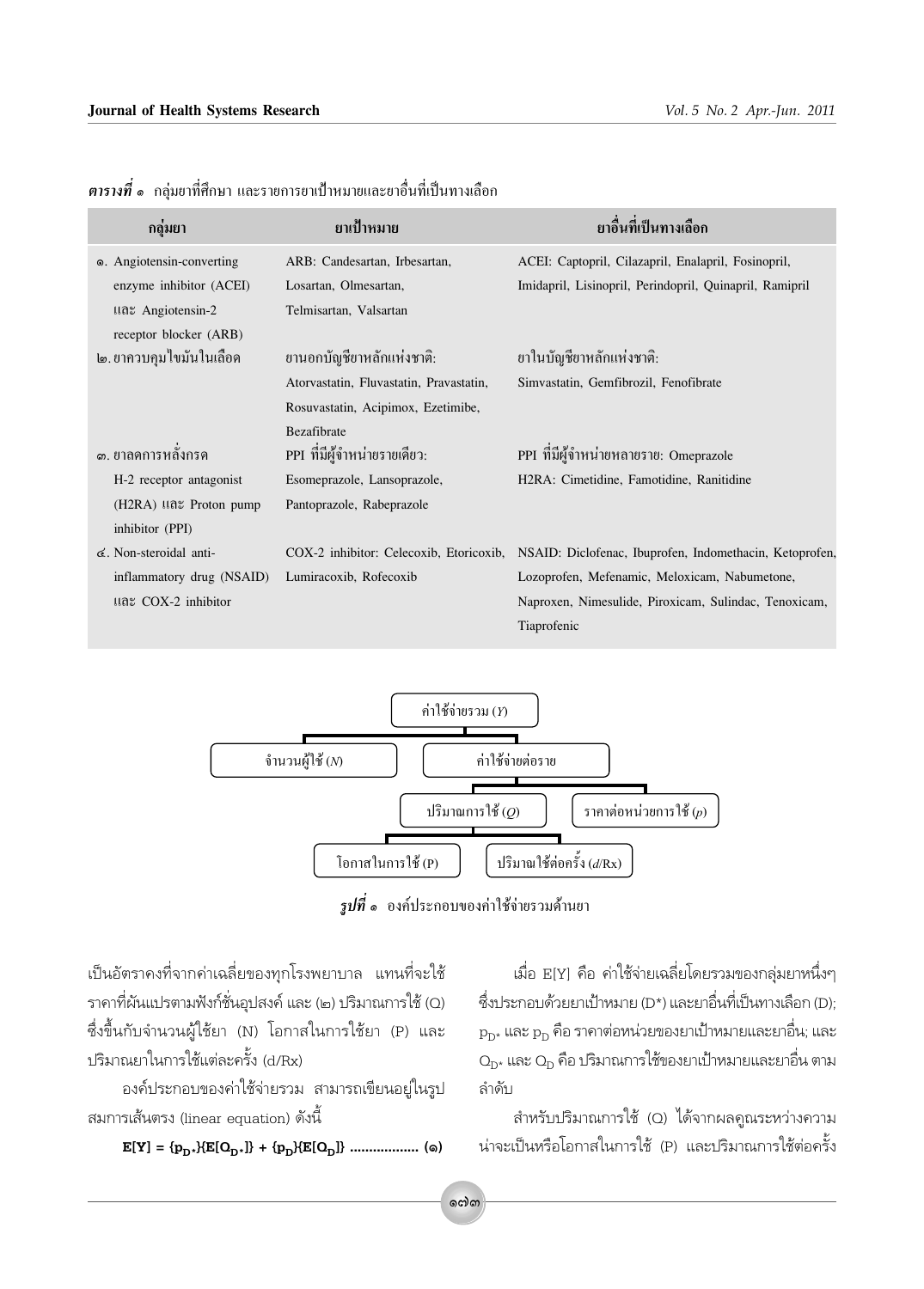***ตารางที่ ๑*** กลุ่มยาที่ศึกษา และรายการยาเป้าหมายและยาอื่นที่เป็นทางเลือก

| กลุ่มยา | ยาเป้าหมาย | ยาอื่นที่เป็นทางเลือก |
|---|---|---|
| ๑. Angiotensin-converting enzyme inhibitor (ACEI) และ Angiotensin-2 receptor blocker (ARB) | ARB: Candesartan, Irbesartan, Losartan, Olmesartan, Telmisartan, Valsartan | ACEI: Captopril, Cilazapril, Enalapril, Fosinopril, Imidapril, Lisinopril, Perindopril, Quinapril, Ramipril |
| ๒. ยาควบคุมไขมันในเลือด | ยานอกบัญชียาหลักแห่งชาติ: Atorvastatin, Fluvastatin, Pravastatin, Rosuvastatin, Acipimox, Ezetimibe, Bezafibrate | ยาในบัญชียาหลักแห่งชาติ: Simvastatin, Gemfibrozil, Fenofibrate |
| ๓. ยาลดการหลั่งกรด H-2 receptor antagonist (H2RA) และ Proton pump inhibitor (PPI) | PPI ที่มีผู้จำหน่ายรายเดียว: Esomeprazole, Lansoprazole, Pantoprazole, Rabeprazole | PPI ที่มีผู้จำหน่ายหลายราย: Omeprazole<br>H2RA: Cimetidine, Famotidine, Ranitidine |
| ๔. Non-steroidal anti-inflammatory drug (NSAID) และ COX-2 inhibitor | COX-2 inhibitor: Celecoxib, Etoricoxib, Lumiracoxib, Rofecoxib | NSAID: Diclofenac, Ibuprofen, Indomethacin, Ketoprofen, Lozoprofen, Mefenamic, Meloxicam, Nabumetone, Naproxen, Nimesulide, Piroxicam, Sulindac, Tenoxicam, Tiaprofenic |

- ค่าใช้จ่ายรวม ($Y$)
  - จำนวนผู้ใช้ ($N$)
  - ค่าใช้จ่ายต่อราย
    - ปริมาณการใช้ ($Q$)
      - โอกาสในการใช้ (P)
      - ปริมาณใช้ต่อครั้ง ($d$/Rx)
    - ราคาต่อหน่วยการใช้ ($p$)

***รูปที่ ๑*** องค์ประกอบของค่าใช้จ่ายรวมด้านยา

เป็นอัตราคงที่จากค่าเฉลี่ยของทุกโรงพยาบาล แทนที่จะใช้ราคาที่ผันแปรตามฟังก์ชั่นอุปสงค์ และ (๒) ปริมาณการใช้ (Q) ซึ่งขึ้นกับจำนวนผู้ใช้ยา (N) โอกาสในการใช้ยา (P) และปริมาณยาในการใช้แต่ละครั้ง (d/Rx)

องค์ประกอบของค่าใช้จ่ายรวม สามารถเขียนอยู่ในรูปสมการเส้นตรง (linear equation) ดังนี้

$$E[Y] = \{p_{D^*}\}\{E[Q_{D^*}]\} + \{p_D\}\{E[Q_D]\} \quad \text{.................. (๑)}$$

เมื่อ E[Y] คือ ค่าใช้จ่ายเฉลี่ยโดยรวมของกลุ่มยาหนึ่งๆ ซึ่งประกอบด้วยยาเป้าหมาย (D*) และยาอื่นที่เป็นทางเลือก (D); $p_{D^*}$ และ $p_D$ คือ ราคาต่อหน่วยของยาเป้าหมายและยาอื่น; และ $Q_{D^*}$ และ $Q_D$ คือ ปริมาณการใช้ของยาเป้าหมายและยาอื่น ตามลำดับ

สำหรับปริมาณการใช้ (Q) ได้จากผลคูณระหว่างความน่าจะเป็นหรือโอกาสในการใช้ (P) และปริมาณการใช้ต่อครั้ง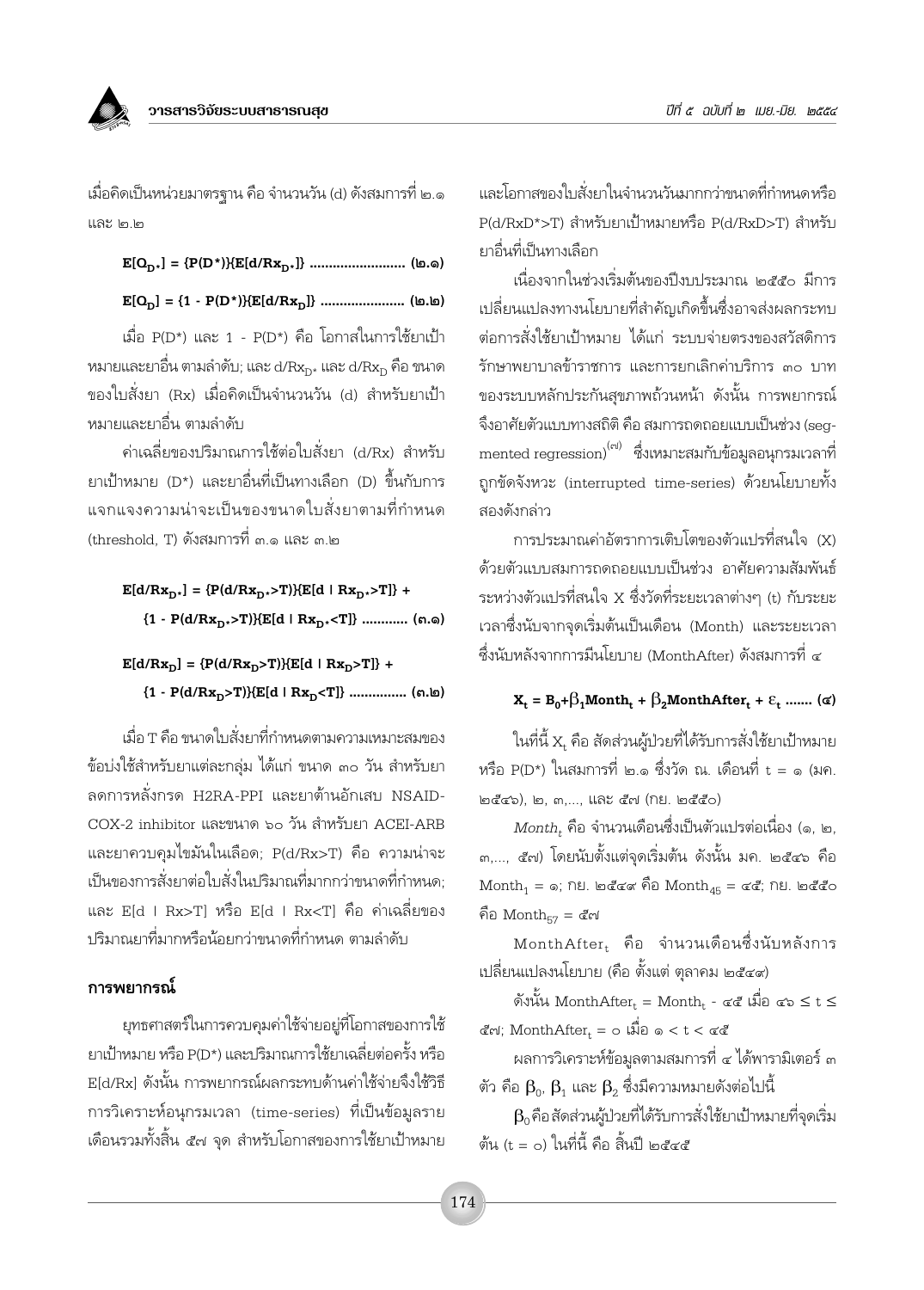เมื่อคิดเป็นหน่วยมาตรฐาน คือ จำนวนวัน (d) ดังสมการที่ ๒.๑ และ ๒.๒

$$E[Q_{D^*}] = \{P(D^*)\}\{E[d/Rx_{D^*}]\} \quad (๒.๑)$$

$$E[Q_D] = \{1 - P(D^*)\}\{E[d/Rx_D]\} \quad (๒.๒)$$

เมื่อ $P(D^*)$ และ $1 - P(D^*)$ คือ โอกาสในการใช้ยาเป้าหมายและยาอื่น ตามลำดับ; และ $d/Rx_{D^*}$ และ $d/Rx_D$ คือ ขนาดของใบสั่งยา (Rx) เมื่อคิดเป็นจำนวนวัน (d) สำหรับยาเป้าหมายและยาอื่น ตามลำดับ

ค่าเฉลี่ยของปริมาณการใช้ต่อใบสั่งยา (d/Rx) สำหรับยาเป้าหมาย (D*) และยาอื่นที่เป็นทางเลือก (D) ขึ้นกับการแจกแจงความน่าจะเป็นของขนาดใบสั่งยาตามที่กำหนด (threshold, T) ดังสมการที่ ๓.๑ และ ๓.๒

$$E[d/Rx_{D^*}] = \{P(d/Rx_{D^*}>T)\}\{E[d \mid Rx_{D^*}>T]\} + \{1 - P(d/Rx_{D^*}>T)\}\{E[d \mid Rx_{D^*}<T]\} \quad (๓.๑)$$

$$E[d/Rx_D] = \{P(d/Rx_D>T)\}\{E[d \mid Rx_D>T]\} + \{1 - P(d/Rx_D>T)\}\{E[d \mid Rx_D<T]\} \quad (๓.๒)$$

เมื่อ T คือ ขนาดใบสั่งยาที่กำหนดตามความเหมาะสมของข้อบ่งใช้สำหรับยาแต่ละกลุ่ม ได้แก่ ขนาด ๓๐ วัน สำหรับยาลดการหลั่งกรด H2RA-PPI และยาต้านอักเสบ NSAID-COX-2 inhibitor และขนาด ๖๐ วัน สำหรับยา ACEI-ARB และยาควบคุมไขมันในเลือด; $P(d/Rx>T)$ คือ ความน่าจะเป็นของการสั่งยาต่อใบสั่งในปริมาณที่มากกว่าขนาดที่กำหนด; และ $E[d \mid Rx>T]$ หรือ $E[d \mid Rx<T]$ คือ ค่าเฉลี่ยของปริมาณยาที่มากหรือน้อยกว่าขนาดที่กำหนด ตามลำดับ

## การพยากรณ์

ยุทธศาสตร์ในการควบคุมค่าใช้จ่ายอยู่ที่โอกาสของการใช้ยาเป้าหมาย หรือ P(D*) และปริมาณการใช้ยาเฉลี่ยต่อครั้ง หรือ E[d/Rx] ดังนั้น การพยากรณ์ผลกระทบด้านค่าใช้จ่ายจึงใช้วิธีการวิเคราะห์อนุกรมเวลา (time-series) ที่เป็นข้อมูลรายเดือนรวมทั้งสิ้น ๕๗ จุด สำหรับโอกาสของการใช้ยาเป้าหมายและโอกาสของใบสั่งยาในจำนวนวันมากกว่าขนาดที่กำหนดหรือ $P(d/RxD^*>T)$ สำหรับยาเป้าหมายหรือ $P(d/RxD>T)$ สำหรับยาอื่นที่เป็นทางเลือก

เนื่องจากในช่วงเริ่มต้นของปีงบประมาณ ๒๕๕๐ มีการเปลี่ยนแปลงทางนโยบายที่สำคัญเกิดขึ้นซึ่งอาจส่งผลกระทบต่อการสั่งใช้ยาเป้าหมาย ได้แก่ ระบบจ่ายตรงของสวัสดิการรักษาพยาบาลข้าราชการ และการยกเลิกค่าบริการ ๓๐ บาท ของระบบหลักประกันสุขภาพถ้วนหน้า ดังนั้น การพยากรณ์จึงอาศัยตัวแบบทางสถิติ คือ สมการถดถอยแบบเป็นช่วง (segmented regression)[๗] ซึ่งเหมาะสมกับข้อมูลอนุกรมเวลาที่ถูกขัดจังหวะ (interrupted time-series) ด้วยนโยบายทั้งสองดังกล่าว

การประมาณค่าอัตราการเติบโตของตัวแปรที่สนใจ (X) ด้วยตัวแบบสมการถดถอยแบบเป็นช่วง อาศัยความสัมพันธ์ระหว่างตัวแปรที่สนใจ X ซึ่งวัดที่ระยะเวลาต่างๆ (t) กับระยะเวลาซึ่งนับจากจุดเริ่มต้นเป็นเดือน (Month) และระยะเวลาซึ่งนับหลังจากการมีนโยบาย (MonthAfter) ดังสมการที่ ๔

$$X_t = B_0 + \beta_1 Month_t + \beta_2 MonthAfter_t + \varepsilon_t \quad (๔)$$

ในที่นี้ $X_t$ คือ สัดส่วนผู้ป่วยที่ได้รับการสั่งใช้ยาเป้าหมาย หรือ P(D*) ในสมการที่ ๒.๑ ซึ่งวัด ณ. เดือนที่ t = ๑ (มค. ๒๕๔๖), ๒, ๓,..., และ ๕๗ (กย. ๒๕๕๐)

$Month_t$ คือ จำนวนเดือนซึ่งเป็นตัวแปรต่อเนื่อง (๑, ๒, ๓,..., ๕๗) โดยนับตั้งแต่จุดเริ่มต้น ดังนั้น มค. ๒๕๔๖ คือ $Month_1$ = ๑; กย. ๒๕๔๙ คือ $Month_{45}$ = ๔๕; กย. ๒๕๕๐ คือ $Month_{57}$ = ๕๗

$MonthAfter_t$ คือ จำนวนเดือนซึ่งนับหลังการเปลี่ยนแปลงนโยบาย (คือ ตั้งแต่ ตุลาคม ๒๕๔๙)

ดังนั้น $MonthAfter_t = Month_t$ - ๔๕ เมื่อ ๔๖ ≤ t ≤ ๕๗; $MonthAfter_t$ = ๐ เมื่อ ๑ < t < ๔๕

ผลการวิเคราะห์ข้อมูลตามสมการที่ ๔ ได้พารามิเตอร์ ๓ ตัว คือ $\beta_0$, $\beta_1$ และ $\beta_2$ ซึ่งมีความหมายดังต่อไปนี้

$\beta_0$ คือสัดส่วนผู้ป่วยที่ได้รับการสั่งใช้ยาเป้าหมายที่จุดเริ่มต้น (t = ๐) ในที่นี้ คือ สิ้นปี ๒๕๔๕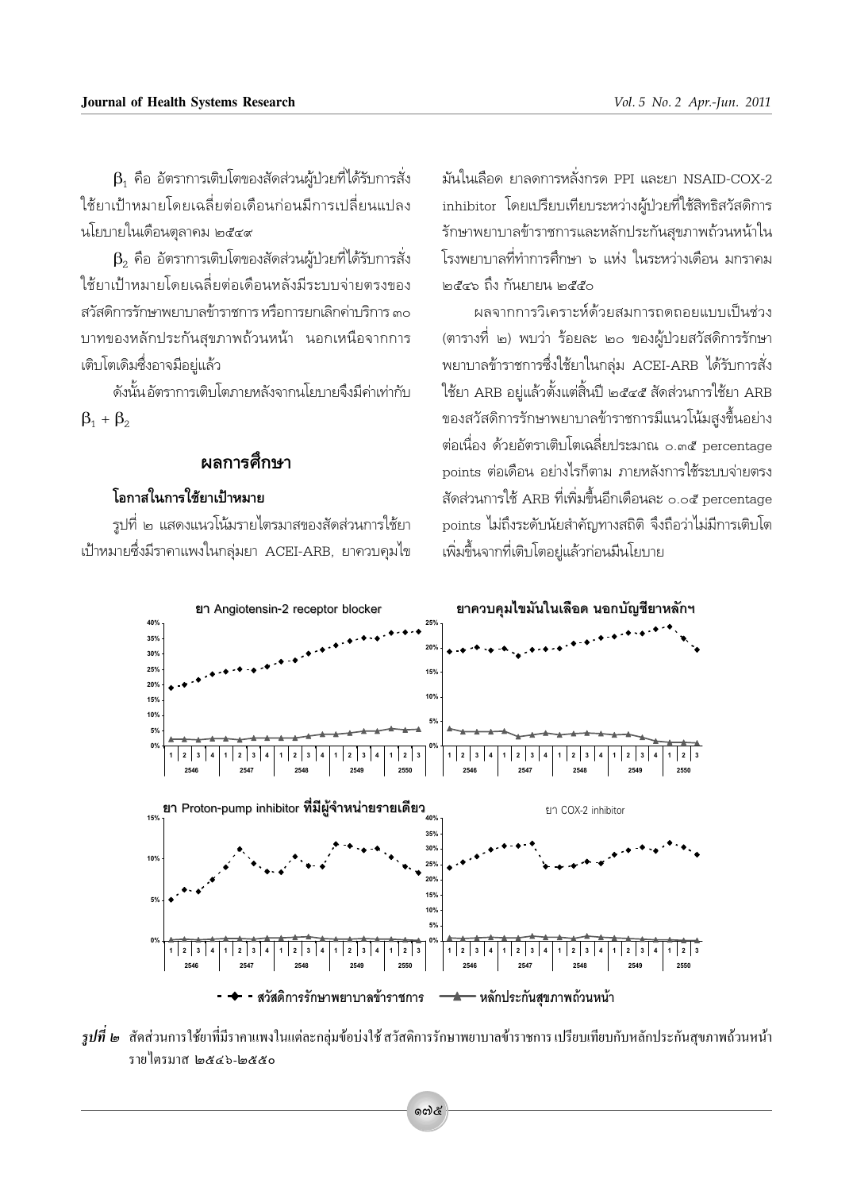$\beta_1$ คือ อัตราการเติบโตของสัดส่วนผู้ป่วยที่ได้รับการสั่งใช้ยาเป้าหมายโดยเฉลี่ยต่อเดือนก่อนมีการเปลี่ยนแปลงนโยบายในเดือนตุลาคม ๒๕๔๙

$\beta_2$ คือ อัตราการเติบโตของสัดส่วนผู้ป่วยที่ได้รับการสั่งใช้ยาเป้าหมายโดยเฉลี่ยต่อเดือนหลังมีระบบจ่ายตรงของสวัสดิการรักษาพยาบาลข้าราชการ หรือการยกเลิกค่าบริการ ๓๐ บาทของหลักประกันสุขภาพถ้วนหน้า นอกเหนือจากการเติบโตเดิมซึ่งอาจมีอยู่แล้ว

ดังนั้นอัตราการเติบโตภายหลังจากนโยบายจึงมีค่าเท่ากับ $\beta_1 + \beta_2$

## ผลการศึกษา

### โอกาสในการใช้ยาเป้าหมาย

รูปที่ ๒ แสดงแนวโน้มรายไตรมาสของสัดส่วนการใช้ยาเป้าหมายซึ่งมีราคาแพงในกลุ่มยา ACEI-ARB, ยาควบคุมไขมันในเลือด ยาลดการหลั่งกรด PPI และยา NSAID-COX-2 inhibitor โดยเปรียบเทียบระหว่างผู้ป่วยที่ใช้สิทธิสวัสดิการรักษาพยาบาลข้าราชการและหลักประกันสุขภาพถ้วนหน้าในโรงพยาบาลที่ทำการศึกษา ๖ แห่ง ในระหว่างเดือน มกราคม ๒๕๔๖ ถึง กันยายน ๒๕๕๐

ผลจากการวิเคราะห์ด้วยสมการถดถอยแบบเป็นช่วง (ตารางที่ ๒) พบว่า ร้อยละ ๒๐ ของผู้ป่วยสวัสดิการรักษาพยาบาลข้าราชการซึ่งใช้ยาในกลุ่ม ACEI-ARB ได้รับการสั่งใช้ยา ARB อยู่แล้วตั้งแต่สิ้นปี ๒๕๔๕ สัดส่วนการใช้ยา ARB ของสวัสดิการรักษาพยาบาลข้าราชการมีแนวโน้มสูงขึ้นอย่างต่อเนื่อง ด้วยอัตราเติบโตเฉลี่ยประมาณ ๐.๓๕ percentage points ต่อเดือน อย่างไรก็ตาม ภายหลังการใช้ระบบจ่ายตรง สัดส่วนการใช้ ARB ที่เพิ่มขึ้นอีกเดือนละ ๐.๐๕ percentage points ไม่ถึงระดับนัยสำคัญทางสถิติ จึงถือว่าไม่มีการเติบโตเพิ่มขึ้นจากที่เติบโตอยู่แล้วก่อนมีนโยบาย

*รูปที่ ๒* สัดส่วนการใช้ยาที่มีราคาแพงในแต่ละกลุ่มข้อบ่งใช้ สวัสดิการรักษาพยาบาลข้าราชการ เปรียบเทียบกับหลักประกันสุขภาพถ้วนหน้า รายไตรมาส ๒๕๔๖-๒๕๕๐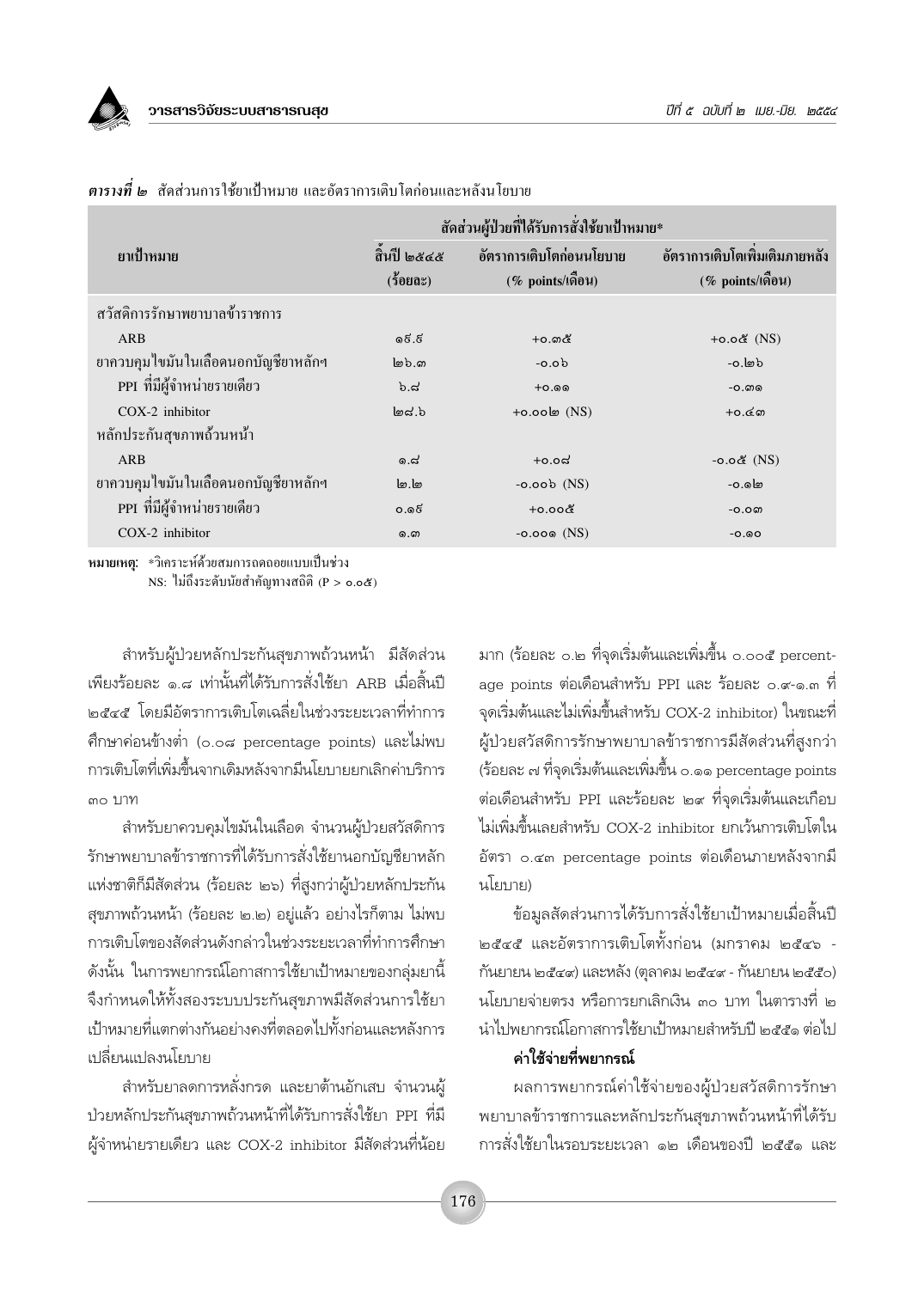***ตารางที่ ๒*** สัดส่วนการใช้ยาเป้าหมาย และอัตราการเติบโตก่อนและหลังนโยบาย

| ยาเป้าหมาย | สัดส่วนผู้ป่วยที่ได้รับการสั่งใช้ยาเป้าหมาย* | | |
|---|---|---|---|
| | สิ้นปี ๒๕๔๕ (ร้อยละ) | อัตราการเติบโตก่อนนโยบาย (% points/เดือน) | อัตราการเติบโตเพิ่มเติมภายหลัง (% points/เดือน) |
| สวัสดิการรักษาพยาบาลข้าราชการ | | | |
| ARB | ๑៩.๕ | +๐.๓๕ | +๐.๐๕ (NS) |
| ยาควบคุมไขมันในเลือดนอกบัญชียาหลักฯ | ๒๖.๓ | -๐.๐๖ | -๐.๒๖ |
| PPI ที่มีผู้จำหน่ายรายเดียว | ๖.๘ | +๐.๑๑ | -๐.๓๑ |
| COX-2 inhibitor | ๒๘.๖ | +๐.๐๐๒ (NS) | +๐.๔๓ |
| หลักประกันสุขภาพถ้วนหน้า | | | |
| ARB | ๑.๘ | +๐.๐๘ | -๐.๐๕ (NS) |
| ยาควบคุมไขมันในเลือดนอกบัญชียาหลักฯ | ๒.๒ | -๐.๐๐๖ (NS) | -๐.๑๒ |
| PPI ที่มีผู้จำหน่ายรายเดียว | ๐.๑๕ | +๐.๐๐๕ | -๐.๐๓ |
| COX-2 inhibitor | ๑.๓ | -๐.๐๐๑ (NS) | -๐.๑๐ |

**หมายเหตุ:** *วิเคราะห์ด้วยสมการถดถอยแบบเป็นช่วง
NS: ไม่ถึงระดับนัยสำคัญทางสถิติ (P > ๐.๐๕)

สำหรับผู้ป่วยหลักประกันสุขภาพถ้วนหน้า มีสัดส่วนเพียงร้อยละ ๑.๘ เท่านั้นที่ได้รับการสั่งใช้ยา ARB เมื่อสิ้นปี ๒๕๔๕ โดยมีอัตราการเติบโตเฉลี่ยในช่วงระยะเวลาที่ทำการศึกษาค่อนข้างต่ำ (๐.๐๘ percentage points) และไม่พบการเติบโตที่เพิ่มขึ้นจากเดิมหลังจากมีนโยบายยกเลิกค่าบริการ ๓๐ บาท

สำหรับยาควบคุมไขมันในเลือด จำนวนผู้ป่วยสวัสดิการรักษาพยาบาลข้าราชการที่ได้รับการสั่งใช้ยานอกบัญชียาหลักแห่งชาติก็มีสัดส่วน (ร้อยละ ๒๖) ที่สูงกว่าผู้ป่วยหลักประกันสุขภาพถ้วนหน้า (ร้อยละ ๒.๒) อยู่แล้ว อย่างไรก็ตาม ไม่พบการเติบโตของสัดส่วนดังกล่าวในช่วงระยะเวลาที่ทำการศึกษา ดังนั้น ในการพยากรณ์โอกาสการใช้ยาเป้าหมายของกลุ่มยานี้ จึงกำหนดให้ทั้งสองระบบประกันสุขภาพมีสัดส่วนการใช้ยาเป้าหมายที่แตกต่างกันอย่างคงที่ตลอดไปทั้งก่อนและหลังการเปลี่ยนแปลงนโยบาย

สำหรับยาลดการหลั่งกรด และยาต้านอักเสบ จำนวนผู้ป่วยหลักประกันสุขภาพถ้วนหน้าที่ได้รับการสั่งใช้ยา PPI ที่มีผู้จำหน่ายรายเดียว และ COX-2 inhibitor มีสัดส่วนที่น้อยมาก (ร้อยละ ๐.๒ ที่จุดเริ่มต้นและเพิ่มขึ้น ๐.๐๐๕ percentage points ต่อเดือนสำหรับ PPI และ ร้อยละ ๐.๙-๑.๓ ที่จุดเริ่มต้นและไม่เพิ่มขึ้นสำหรับ COX-2 inhibitor) ในขณะที่ผู้ป่วยสวัสดิการรักษาพยาบาลข้าราชการมีสัดส่วนที่สูงกว่า (ร้อยละ ๗ ที่จุดเริ่มต้นและเพิ่มขึ้น ๐.๑๑ percentage points ต่อเดือนสำหรับ PPI และร้อยละ ๒๙ ที่จุดเริ่มต้นและเกือบไม่เพิ่มขึ้นเลยสำหรับ COX-2 inhibitor ยกเว้นการเติบโตในอัตรา ๐.๔๓ percentage points ต่อเดือนภายหลังจากมีนโยบาย)

ข้อมูลสัดส่วนการได้รับการสั่งใช้ยาเป้าหมายเมื่อสิ้นปี ๒๕๔๕ และอัตราการเติบโตทั้งก่อน (มกราคม ๒๕๔๖ - กันยายน ๒๕๔๙) และหลัง (ตุลาคม ๒๕๔๙ - กันยายน ๒๕๕๐) นโยบายจ่ายตรง หรือการยกเลิกเงิน ๓๐ บาท ในตารางที่ ๒ นำไปพยากรณ์โอกาสการใช้ยาเป้าหมายสำหรับปี ๒๕๕๑ ต่อไป

**ค่าใช้จ่ายที่พยากรณ์**

ผลการพยากรณ์ค่าใช้จ่ายของผู้ป่วยสวัสดิการรักษาพยาบาลข้าราชการและหลักประกันสุขภาพถ้วนหน้าที่ได้รับการสั่งใช้ยาในรอบระยะเวลา ๑๒ เดือนของปี ๒๕๕๑ และ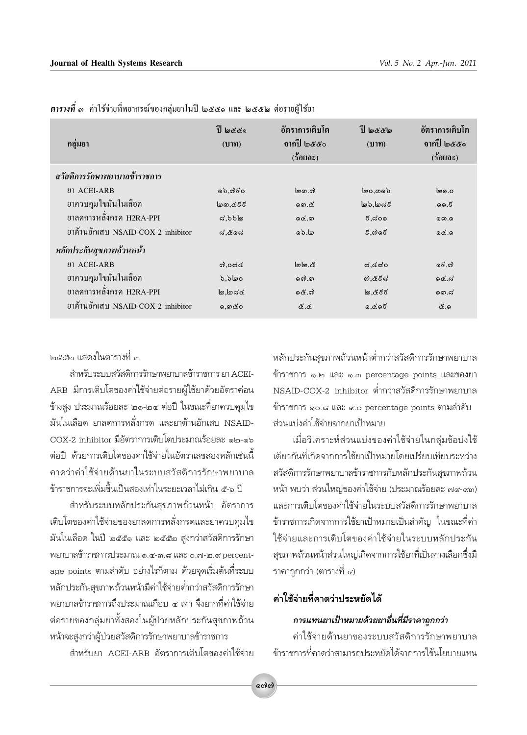***ตารางที่ ๓*** ค่าใช้จ่ายที่พยากรณ์ของกลุ่มยาในปี ๒๕๕๑ และ ๒๕๕๒ ต่อรายผู้ใช้ยา

| กลุ่มยา | ปี ๒๕๕๑ (บาท) | อัตราการเติบโต จากปี ๒๕๕๐ (ร้อยละ) | ปี ๒๕๕๒ (บาท) | อัตราการเติบโต จากปี ๒๕๕๑ (ร้อยละ) |
|---|---|---|---|---|
| ***สวัสดิการรักษาพยาบาลข้าราชการ*** | | | | |
| ยา ACEI-ARB | ๑๖,๗๙๐ | ๒๓.๗ | ๒๐,๓๑๖ | ๒๑.๐ |
| ยาควบคุมไขมันในเลือด | ๒๓,๔๙๙ | ๑๓.๕ | ๒๖,๒๘๙ | ๑๑.๙ |
| ยาลดการหลั่งกรด H2RA-PPI | ๘,๖๖๒ | ๑๔.๓ | ๙,๘๐๑ | ๑๓.๑ |
| ยาต้านอักเสบ NSAID-COX-2 inhibitor | ๘,๕๑๘ | ๑๖.๒ | ๙,๗๑๙ | ๑๔.๑ |
| ***หลักประกันสุขภาพถ้วนหน้า*** | | | | |
| ยา ACEI-ARB | ๗,๐๘๔ | ๒๒.๕ | ๘,๔๘๐ | ๑๙.๗ |
| ยาควบคุมไขมันในเลือด | ๖,๖๒๐ | ๑๗.๓ | ๗,๕๙๘ | ๑๔.๘ |
| ยาลดการหลั่งกรด H2RA-PPI | ๒,๒๘๔ | ๑๕.๗ | ๒,๕๙๙ | ๑๓.๘ |
| ยาต้านอักเสบ NSAID-COX-2 inhibitor | ๑,๓๕๐ | ๕.๔ | ๑,๔๑๙ | ๕.๑ |

๒๕๕๒ แสดงในตารางที่ ๓

สำหรับระบบสวัสดิการรักษาพยาบาลข้าราชการ ยา ACEI-ARB มีการเติบโตของค่าใช้จ่ายต่อรายผู้ใช้ยาด้วยอัตราค่อนข้างสูง ประมาณร้อยละ ๒๑-๒๔ ต่อปี ในขณะที่ยาควบคุมไขมันในเลือด ยาลดการหลั่งกรด และยาต้านอักเสบ NSAID-COX-2 inhibitor มีอัตราการเติบโตประมาณร้อยละ ๑๒-๑๖ ต่อปี ด้วยการเติบโตของค่าใช้จ่ายในอัตราเลขสองหลักเช่นนี้ คาดว่าค่าใช้จ่ายด้านยาในระบบสวัสดิการรักษาพยาบาลข้าราชการจะเพิ่มขึ้นเป็นสองเท่าในระยะเวลาไม่เกิน ๕-๖ ปี

สำหรับระบบหลักประกันสุขภาพถ้วนหน้า อัตราการเติบโตของค่าใช้จ่ายของยาลดการหลั่งกรดและยาควบคุมไขมันในเลือด ในปี ๒๕๕๑ และ ๒๕๕๒ สูงกว่าสวัสดิการรักษาพยาบาลข้าราชการประมาณ ๑.๔-๓.๘ และ ๐.๗-๒.๙ percentage points ตามลำดับ อย่างไรก็ตาม ด้วยจุดเริ่มต้นที่ระบบหลักประกันสุขภาพถ้วนหน้ามีค่าใช้จ่ายต่ำกว่าสวัสดิการรักษาพยาบาลข้าราชการถึงประมาณเกือบ ๔ เท่า จึงยากที่ค่าใช้จ่ายต่อรายของกลุ่มยาทั้งสองในผู้ป่วยหลักประกันสุขภาพถ้วนหน้าจะสูงกว่าผู้ป่วยสวัสดิการรักษาพยาบาลข้าราชการ

สำหรับยา ACEI-ARB อัตราการเติบโตของค่าใช้จ่ายหลักประกันสุขภาพถ้วนหน้าต่ำกว่าสวัสดิการรักษาพยาบาลข้าราชการ ๑.๒ และ ๑.๓ percentage points และของยา NSAID-COX-2 inhibitor ต่ำกว่าสวัสดิการรักษาพยาบาลข้าราชการ ๑๐.๘ และ ๙.๐ percentage points ตามลำดับ

ส่วนแบ่งค่าใช้จ่ายจากยาเป้าหมาย

เมื่อวิเคราะห์ส่วนแบ่งของค่าใช้จ่ายในกลุ่มข้อบ่งใช้เดียวกันที่เกิดจากการใช้ยาเป้าหมายโดยเปรียบเทียบระหว่างสวัสดิการรักษาพยาบาลข้าราชการกับหลักประกันสุขภาพถ้วนหน้า พบว่า ส่วนใหญ่ของค่าใช้จ่าย (ประมาณร้อยละ ๗๙-๙๓) และการเติบโตของค่าใช้จ่ายในระบบสวัสดิการรักษาพยาบาลข้าราชการเกิดจากการใช้ยาเป้าหมายเป็นสำคัญ ในขณะที่ค่าใช้จ่ายและการเติบโตของค่าใช้จ่ายในระบบหลักประกันสุขภาพถ้วนหน้าส่วนใหญ่เกิดจากการใช้ยาที่เป็นทางเลือกซึ่งมีราคาถูกกว่า (ตารางที่ ๔)

## ค่าใช้จ่ายที่คาดว่าประหยัดได้

### *การแทนยาเป้าหมายด้วยยาอื่นที่มีราคาถูกกว่า*

ค่าใช้จ่ายด้านยาของระบบสวัสดิการรักษาพยาบาลข้าราชการที่คาดว่าสามารถประหยัดได้จากการใช้นโยบายแทน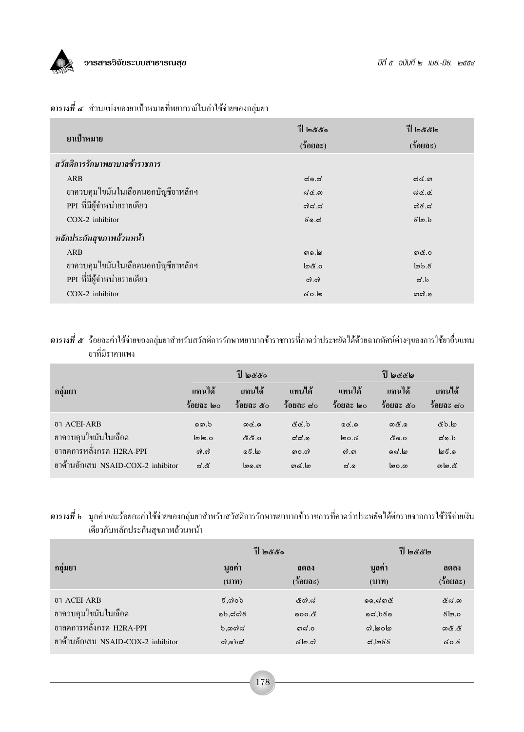***ตารางที่ ๔*** ส่วนแบ่งของยาเป้าหมายที่พยากรณ์ในค่าใช้จ่ายของกลุ่มยา

| ยาเป้าหมาย | ปี ๒๕๕๑ (ร้อยละ) | ปี ๒๕๕๒ (ร้อยละ) |
|---|---|---|
| ***สวัสดิการรักษาพยาบาลข้าราชการ*** | | |
| ARB | ๘๑.๘ | ๘๔.๓ |
| ยาควบคุมไขมันในเลือดนอกบัญชียาหลักฯ | ๘๔.๓ | ๘๔.๔ |
| PPI ที่มีผู้จำหน่ายรายเดียว | ๗๘.๘ | ๗๙.๘ |
| COX-2 inhibitor | ๙๑.๘ | ๙๒.๖ |
| ***หลักประกันสุขภาพถ้วนหน้า*** | | |
| ARB | ๓๑.๒ | ๓๕.๐ |
| ยาควบคุมไขมันในเลือดนอกบัญชียาหลักฯ | ๒๕.๐ | ๒๖.๙ |
| PPI ที่มีผู้จำหน่ายรายเดียว | ๗.๗ | ๘.๖ |
| COX-2 inhibitor | ๔๐.๒ | ๓๗.๑ |

***ตารางที่ ๕*** ร้อยละค่าใช้จ่ายของกลุ่มยาสำหรับสวัสดิการรักษาพยาบาลข้าราชการที่คาดว่าประหยัดได้ด้วยฉากทัศน์ต่างๆของการใช้ยาอื่นแทนยาที่มีราคาแพง

| กลุ่มยา | ปี ๒๕๕๑ | | | ปี ๒๕๕๒ | | |
|---|---|---|---|---|---|---|
| | แทนได้ ร้อยละ ๒๐ | แทนได้ ร้อยละ ๕๐ | แทนได้ ร้อยละ ๘๐ | แทนได้ ร้อยละ ๒๐ | แทนได้ ร้อยละ ๕๐ | แทนได้ ร้อยละ ๘๐ |
| ยา ACEI-ARB | ๑๓.๖ | ๓๔.๑ | ๕๔.๖ | ๑๔.๑ | ๓๕.๑ | ๕๖.๒ |
| ยาควบคุมไขมันในเลือด | ๒๒.๐ | ๕๕.๐ | ๘๘.๑ | ๒๐.๔ | ๕๑.๐ | ๘๑.๖ |
| ยาลดการหลั่งกรด H2RA-PPI | ๗.๗ | ๑๙.๒ | ๓๐.๗ | ๗.๓ | ๑๘.๒ | ๒๙.๑ |
| ยาต้านอักเสบ NSAID-COX-2 inhibitor | ๘.๕ | ๒๑.๓ | ๓๔.๒ | ๘.๑ | ๒๐.๓ | ๓๒.๕ |

***ตารางที่ ๖*** มูลค่าและร้อยละค่าใช้จ่ายของกลุ่มยาสำหรับสวัสดิการรักษาพยาบาลข้าราชการที่คาดว่าประหยัดได้ต่อรายจากการใช้วิธีจ่ายเงินเดียวกับหลักประกันสุขภาพถ้วนหน้า

| กลุ่มยา | ปี ๒๕๕๑ | | ปี ๒๕๕๒ | |
|---|---|---|---|---|
| | มูลค่า (บาท) | ลดลง (ร้อยละ) | มูลค่า (บาท) | ลดลง (ร้อยละ) |
| ยา ACEI-ARB | ๙,๗๐๖ | ๕๗.๘ | ๑๑,๘๓๕ | ๕๘.๓ |
| ยาควบคุมไขมันในเลือด | ๑๖,๘๗๙ | ๑๐๐.๕ | ๑๘,๖๙๑ | ๙๒.๐ |
| ยาลดการหลั่งกรด H2RA-PPI | ๖,๓๗๘ | ๓๘.๐ | ๗,๒๐๒ | ๓๕.๕ |
| ยาต้านอักเสบ NSAID-COX-2 inhibitor | ๗,๑๖๘ | ๔๒.๗ | ๘,๒๙๙ | ๔๐.๙ |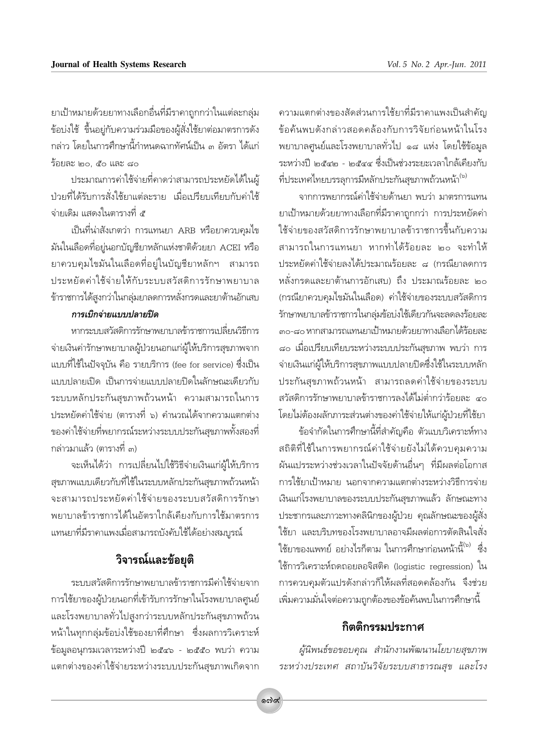ยาเป้าหมายด้วยยาทางเลือกอื่นที่มีราคาถูกกว่าในแต่ละกลุ่มข้อบ่งใช้ ขึ้นอยู่กับความร่วมมือของผู้สั่งใช้ยาต่อมาตรการดังกล่าว โดยในการศึกษานี้กำหนดฉากทัศน์เป็น ๓ อัตรา ได้แก่ ร้อยละ ๒๐, ๕๐ และ ๘๐

ประมาณการค่าใช้จ่ายที่คาดว่าสามารถประหยัดได้ในผู้ป่วยที่ได้รับการสั่งใช้ยาแต่ละราย เมื่อเปรียบเทียบกับค่าใช้จ่ายเดิม แสดงในตารางที่ ๕

เป็นที่น่าสังเกตว่า การแทนยา ARB หรือยาควบคุมไขมันในเลือดที่อยู่นอกบัญชียาหลักแห่งชาติด้วยยา ACEI หรือยาควบคุมไขมันในเลือดที่อยู่ในบัญชียาหลักฯ สามารถประหยัดค่าใช้จ่ายให้กับระบบสวัสดิการรักษาพยาบาลข้าราชการได้สูงกว่าในกลุ่มยาลดการหลั่งกรดและยาต้านอักเสบ

***การเบิกจ่ายแบบปลายปิด***

หากระบบสวัสดิการรักษาพยาบาลข้าราชการเปลี่ยนวิธีการจ่ายเงินค่ารักษาพยาบาลผู้ป่วยนอกแก่ผู้ให้บริการสุขภาพจากแบบที่ใช้ในปัจจุบัน คือ รายบริการ (fee for service) ซึ่งเป็นแบบปลายเปิด เป็นการจ่ายแบบปลายปิดในลักษณะเดียวกับระบบหลักประกันสุขภาพถ้วนหน้า ความสามารถในการประหยัดค่าใช้จ่าย (ตารางที่ ๖) คำนวณได้จากความแตกต่างของค่าใช้จ่ายที่พยากรณ์ระหว่างระบบประกันสุขภาพทั้งสองที่กล่าวมาแล้ว (ตารางที่ ๓)

จะเห็นได้ว่า การเปลี่ยนไปใช้วิธีจ่ายเงินแก่ผู้ให้บริการสุขภาพแบบเดียวกับที่ใช้ในระบบหลักประกันสุขภาพถ้วนหน้า จะสามารถประหยัดค่าใช้จ่ายของระบบสวัสดิการรักษาพยาบาลข้าราชการได้ในอัตราใกล้เคียงกับการใช้มาตรการแทนยาที่มีราคาแพงเมื่อสามารถบังคับใช้ได้อย่างสมบูรณ์

## วิจารณ์และข้อยุติ

ระบบสวัสดิการรักษาพยาบาลข้าราชการมีค่าใช้จ่ายจากการใช้ยาของผู้ป่วยนอกที่เข้ารับการรักษาในโรงพยาบาลศูนย์และโรงพยาบาลทั่วไปสูงกว่าระบบหลักประกันสุขภาพถ้วนหน้าในทุกกลุ่มข้อบ่งใช้ของยาที่ศึกษา ซึ่งผลการวิเคราะห์ข้อมูลอนุกรมเวลาระหว่างปี ๒๕๔๖ - ๒๕๕๐ พบว่า ความแตกต่างของค่าใช้จ่ายระหว่างระบบประกันสุขภาพเกิดจากความแตกต่างของสัดส่วนการใช้ยาที่มีราคาแพงเป็นสำคัญ ข้อค้นพบดังกล่าวสอดคล้องกับการวิจัยก่อนหน้าในโรงพยาบาลศูนย์และโรงพยาบาลทั่วไป ๑๘ แห่ง โดยใช้ข้อมูลระหว่างปี ๒๕๔๒ - ๒๕๔๔ ซึ่งเป็นช่วงระยะเวลาใกล้เคียงกับที่ประเทศไทยบรรลุการมีหลักประกันสุขภาพถ้วนหน้า[๖]

จากการพยากรณ์ค่าใช้จ่ายด้านยา พบว่า มาตรการแทนยาเป้าหมายด้วยยาทางเลือกที่มีราคาถูกกว่า การประหยัดค่าใช้จ่ายของสวัสดิการรักษาพยาบาลข้าราชการขึ้นกับความสามารถในการแทนยา หากทำได้ร้อยละ ๒๐ จะทำให้ประหยัดค่าใช้จ่ายลงได้ประมาณร้อยละ ๘ (กรณียาลดการหลั่งกรดและยาต้านการอักเสบ) ถึง ประมาณร้อยละ ๒๐ (กรณียาควบคุมไขมันในเลือด) ค่าใช้จ่ายของระบบสวัสดิการรักษาพยาบาลข้าราชการในกลุ่มข้อบ่งใช้เดียวกันจะลดลงร้อยละ ๓๐-๘๐ หากสามารถแทนยาเป้าหมายด้วยยาทางเลือกได้ร้อยละ ๘๐ เมื่อเปรียบเทียบระหว่างระบบประกันสุขภาพ พบว่า การจ่ายเงินแก่ผู้ให้บริการสุขภาพแบบปลายปิดซึ่งใช้ในระบบหลักประกันสุขภาพถ้วนหน้า สามารถลดค่าใช้จ่ายของระบบสวัสดิการรักษาพยาบาลข้าราชการลงได้ไม่ต่ำกว่าร้อยละ ๔๐ โดยไม่ต้องผลักภาระส่วนต่างของค่าใช้จ่ายให้แก่ผู้ป่วยที่ใช้ยา

ข้อจำกัดในการศึกษานี้ที่สำคัญคือ ตัวแบบวิเคราะห์ทางสถิติที่ใช้ในการพยากรณ์ค่าใช้จ่ายยังไม่ได้ควบคุมความผันแปรระหว่างช่วงเวลาในปัจจัยด้านอื่นๆ ที่มีผลต่อโอกาสการใช้ยาเป้าหมาย นอกจากความแตกต่างระหว่างวิธีการจ่ายเงินแก่โรงพยาบาลของระบบประกันสุขภาพแล้ว ลักษณะทางประชากรและภาวะทางคลินิกของผู้ป่วย คุณลักษณะของผู้สั่งใช้ยา และบริบทของโรงพยาบาลอาจมีผลต่อการตัดสินใจสั่งใช้ยาของแพทย์ อย่างไรก็ตาม ในการศึกษาก่อนหน้านี้[๖] ซึ่งใช้การวิเคราะห์ถดถอยลอจิสติค (logistic regression) ในการควบคุมตัวแปรดังกล่าวก็ให้ผลที่สอดคล้องกัน จึงช่วยเพิ่มความมั่นใจต่อความถูกต้องของข้อค้นพบในการศึกษานี้

## กิตติกรรมประกาศ

*ผู้นิพนธ์ขอขอบคุณ สำนักงานพัฒนานโยบายสุขภาพระหว่างประเทศ สถาบันวิจัยระบบสาธารณสุข และโรง*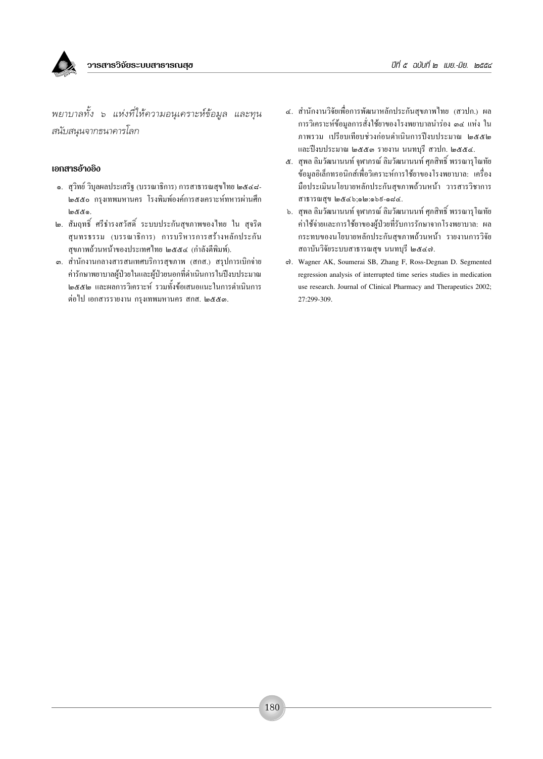*พยาบาลทั้ง ๖ แห่งที่ให้ความอนุเคราะห์ข้อมูล และทุนสนับสนุนจากธนาคารโลก*

## เอกสารอ้างอิง

๑. สุวิทย์ วิบุลผลประเสริฐ (บรรณาธิการ) การสาธารณสุขไทย ๒๕๔๘-๒๕๕๐ กรุงเทพมหานคร โรงพิมพ์องค์การสงเคราะห์ทหารผ่านศึก ๒๕๕๑.

๒. สัมฤทธิ์ ศรีธำรงสวัสดิ์ ระบบประกันสุขภาพของไทย ใน สุจริต สุนทรธรรม (บรรณาธิการ) การบริหารการสร้างหลักประกันสุขภาพถ้วนหน้าของประเทศไทย ๒๕๕๔ (กำลังตีพิมพ์).

๓. สำนักงานกลางสารสนเทศบริการสุขภาพ (สกส.) สรุปการเบิกจ่ายค่ารักษาพยาบาลผู้ป่วยในและผู้ป่วยนอกที่ดำเนินการในปีงบประมาณ ๒๕๕๒ และผลการวิเคราะห์ รวมทั้งข้อเสนอแนะในการดำเนินการต่อไป เอกสารรายงาน กรุงเทพมหานคร สกส. ๒๕๕๓.

๔. สำนักงานวิจัยเพื่อการพัฒนาหลักประกันสุขภาพไทย (สวปก.) ผลการวิเคราะห์ข้อมูลการสั่งใช้ยาของโรงพยาบาลนำร่อง ๓๔ แห่ง ในภาพรวม เปรียบเทียบช่วงก่อนดำเนินการปีงบประมาณ ๒๕๕๒ และปีงบประมาณ ๒๕๕๓ รายงาน นนทบุรี สวปก. ๒๕๕๔.

๕. สุพล ลิมวัฒนานนท์ จุฬาภรณ์ ลิมวัฒนานนท์ ศุภสิทธิ์ พรรณารุโณทัย ข้อมูลอิเล็กทรอนิกส์เพื่อวิเคราะห์การใช้ยาของโรงพยาบาล: เครื่องมือประเมินนโยบายหลักประกันสุขภาพถ้วนหน้า วารสารวิชาการสาธารณสุข ๒๕๔๖;๑๒:๑๖៩-๑๘๔.

๖. สุพล ลิมวัฒนานนท์ จุฬาภรณ์ ลิมวัฒนานนท์ ศุภสิทธิ์ พรรณารุโณทัย ค่าใช้จ่ายและการใช้ยาของผู้ป่วยที่รับการรักษาจากโรงพยาบาล: ผลกระทบของนโยบายหลักประกันสุขภาพถ้วนหน้า รายงานการวิจัย สถาบันวิจัยระบบสาธารณสุข นนทบุรี ๒๕๔๗.

๗. Wagner AK, Soumerai SB, Zhang F, Ross-Degnan D. Segmented regression analysis of interrupted time series studies in medication use research. Journal of Clinical Pharmacy and Therapeutics 2002; 27:299-309.